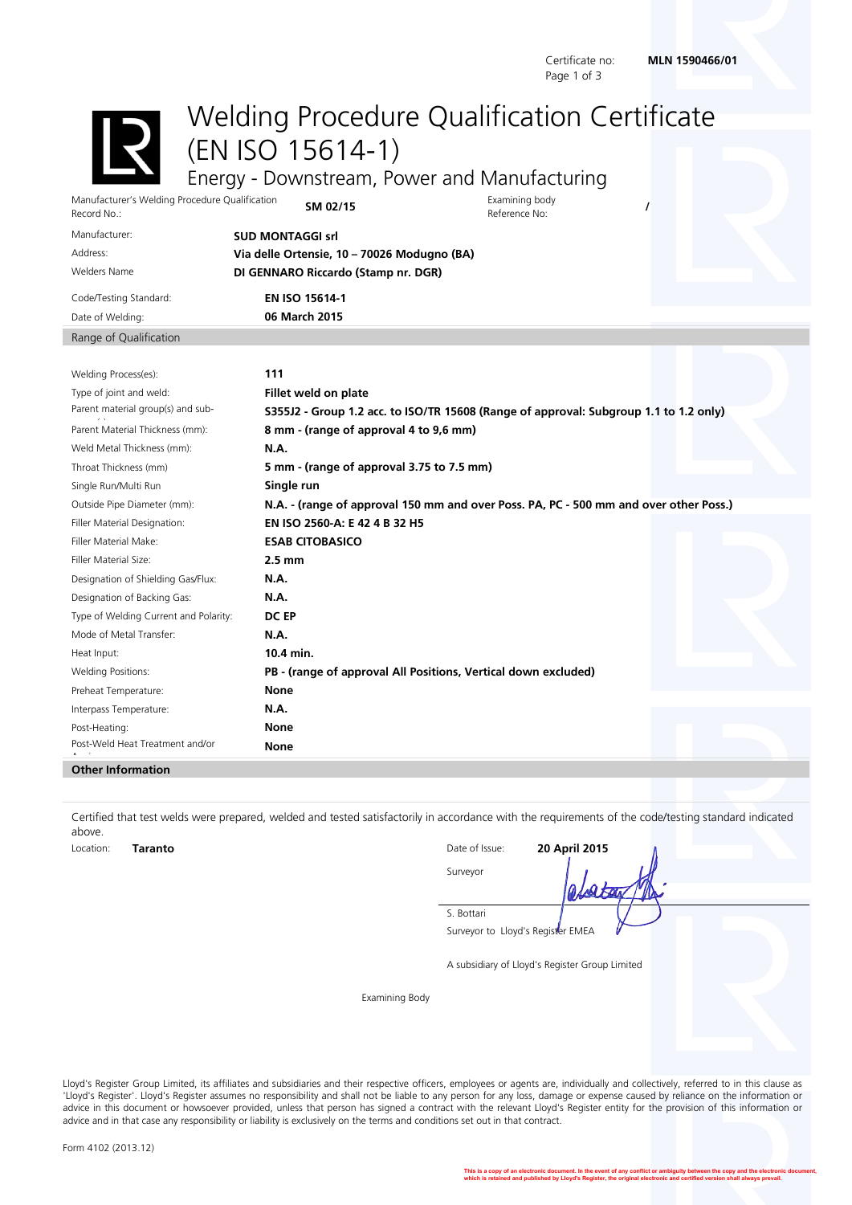Certificate no: **MLN 1590466/01**

# Welding Procedure Qualification Certificate (EN ISO 15614-1)

## Energy - Downstream, Power and Manufacturing

| | | | |
|---|---|---|---|
| Manufacturer's Welding Procedure Qualification Record No.: | **SM 02/15** | Examining body Reference No: | **/** |

| | |
|---|---|
| Manufacturer: | **SUD MONTAGGI srl** |
| Address: | **Via delle Ortensie, 10 – 70026 Modugno (BA)** |
| Welders Name | **DI GENNARO Riccardo (Stamp nr. DGR)** |
| Code/Testing Standard: | **EN ISO 15614-1** |
| Date of Welding: | **06 March 2015** |

### Range of Qualification

| | |
|---|---|
| Welding Process(es): | **111** |
| Type of joint and weld: | **Fillet weld on plate** |
| Parent material group(s) and sub-group(s): | **S355J2 - Group 1.2 acc. to ISO/TR 15608 (Range of approval: Subgroup 1.1 to 1.2 only)** |
| Parent Material Thickness (mm): | **8 mm - (range of approval 4 to 9,6 mm)** |
| Weld Metal Thickness (mm): | **N.A.** |
| Throat Thickness (mm) | **5 mm - (range of approval 3.75 to 7.5 mm)** |
| Single Run/Multi Run | **Single run** |
| Outside Pipe Diameter (mm): | **N.A. - (range of approval 150 mm and over Poss. PA, PC - 500 mm and over other Poss.)** |
| Filler Material Designation: | **EN ISO 2560-A: E 42 4 B 32 H5** |
| Filler Material Make: | **ESAB CITOBASICO** |
| Filler Material Size: | **2.5 mm** |
| Designation of Shielding Gas/Flux: | **N.A.** |
| Designation of Backing Gas: | **N.A.** |
| Type of Welding Current and Polarity: | **DC EP** |
| Mode of Metal Transfer: | **N.A.** |
| Heat Input: | **10.4 min.** |
| Welding Positions: | **PB - (range of approval All Positions, Vertical down excluded)** |
| Preheat Temperature: | **None** |
| Interpass Temperature: | **N.A.** |
| Post-Heating: | **None** |
| Post-Weld Heat Treatment and/or Ageing: | **None** |

### Other Information

Certified that test welds were prepared, welded and tested satisfactorily in accordance with the requirements of the code/testing standard indicated above.

Location: **Taranto**

Date of Issue: **20 April 2015**

Surveyor

S. Bottari

Surveyor to Lloyd's Register EMEA

A subsidiary of Lloyd's Register Group Limited

Examining Body

Lloyd's Register Group Limited, its affiliates and subsidiaries and their respective officers, employees or agents are, individually and collectively, referred to in this clause as 'Lloyd's Register'. Lloyd's Register assumes no responsibility and shall not be liable to any person for any loss, damage or expense caused by reliance on the information or advice in this document or howsoever provided, unless that person has signed a contract with the relevant Lloyd's Register entity for the provision of this information or advice and in that case any responsibility or liability is exclusively on the terms and conditions set out in that contract.

Form 4102 (2013.12)

This is a copy of an electronic document. In the event of any conflict or ambiguity between the copy and the electronic document, which is retained and published by Lloyd's Register, the original electronic and certified version shall always prevail.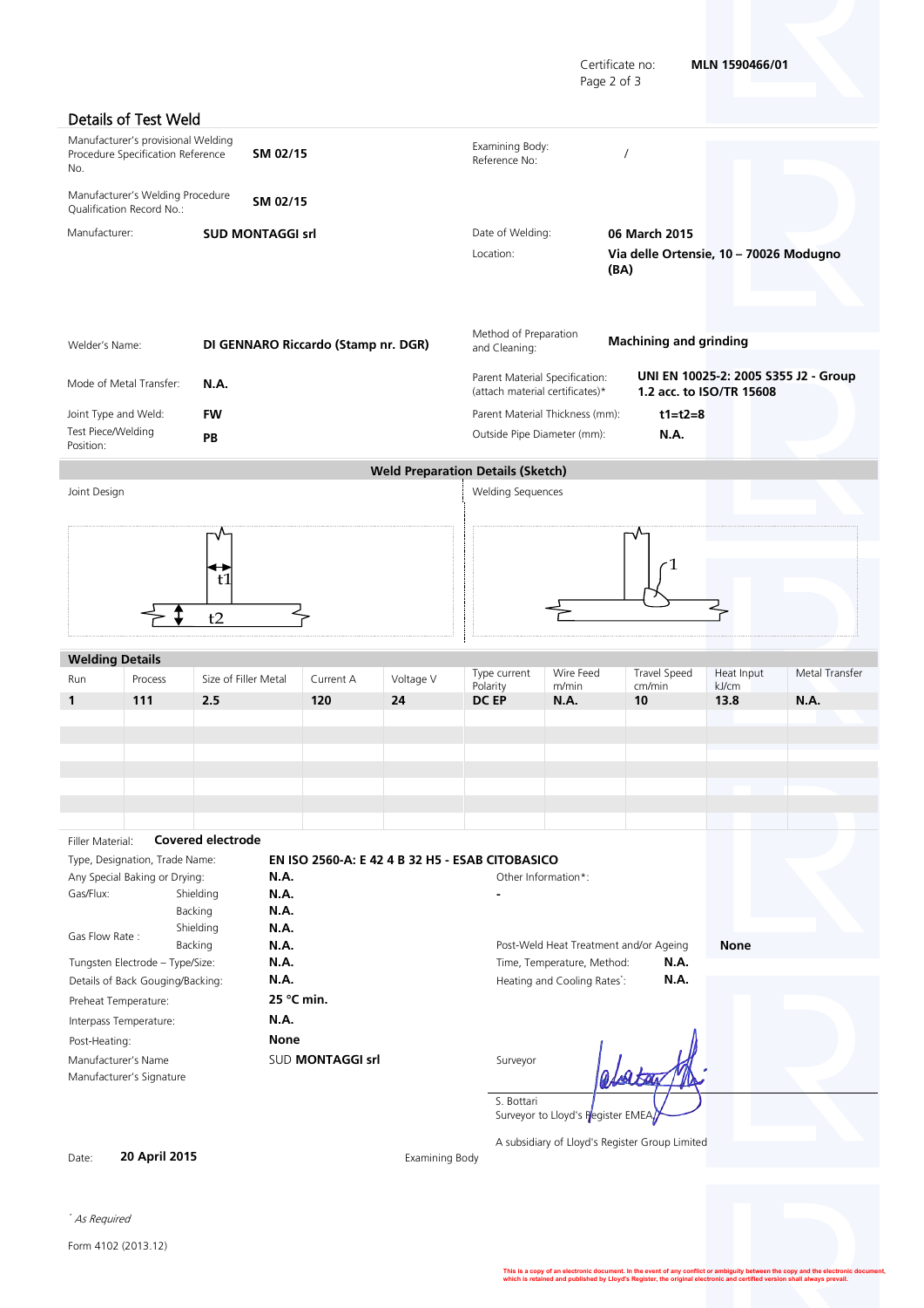Certificate no: **MLN 1590466/01**

## Details of Test Weld

| | | | |
|---|---|---|---|
| Manufacturer's provisional Welding Procedure Specification Reference No. | **SM 02/15** | Examining Body: Reference No: | / |
| Manufacturer's Welding Procedure Qualification Record No.: | **SM 02/15** | | |
| Manufacturer: | **SUD MONTAGGI srl** | Date of Welding: | **06 March 2015** |
| | | Location: | **Via delle Ortensie, 10 – 70026 Modugno (BA)** |
| Welder's Name: | **DI GENNARO Riccardo (Stamp nr. DGR)** | Method of Preparation and Cleaning: | **Machining and grinding** |
| Mode of Metal Transfer: | **N.A.** | Parent Material Specification: (attach material certificates)* | **UNI EN 10025-2: 2005 S355 J2 - Group 1.2 acc. to ISO/TR 15608** |
| Joint Type and Weld: | **FW** | Parent Material Thickness (mm): | **t1=t2=8** |
| Test Piece/Welding Position: | **PB** | Outside Pipe Diameter (mm): | **N.A.** |

### Weld Preparation Details (Sketch)

Joint Design

t1

t2

Welding Sequences

1

### Welding Details

| Run | Process | Size of Filler Metal | Current A | Voltage V | Type current Polarity | Wire Feed m/min | Travel Speed cm/min | Heat Input kJ/cm | Metal Transfer |
|---|---|---|---|---|---|---|---|---|---|
| **1** | **111** | **2.5** | **120** | **24** | **DC EP** | **N.A.** | **10** | **13.8** | **N.A.** |

Filler Material: **Covered electrode**

| | | |
|---|---|---|
| Type, Designation, Trade Name: | | **EN ISO 2560-A: E 42 4 B 32 H5 - ESAB CITOBASICO** |
| Any Special Baking or Drying: | | **N.A.** |
| Gas/Flux: | Shielding | **N.A.** |
| | Backing | **N.A.** |
| Gas Flow Rate : | Shielding | **N.A.** |
| | Backing | **N.A.** |
| Tungsten Electrode – Type/Size: | | **N.A.** |
| Details of Back Gouging/Backing: | | **N.A.** |
| Preheat Temperature: | | **25 °C min.** |
| Interpass Temperature: | | **N.A.** |
| Post-Heating: | | **None** |
| Manufacturer's Name | | SUD **MONTAGGI srl** |
| Manufacturer's Signature | | |

Other Information*:

**-**

| | |
|---|---|
| Post-Weld Heat Treatment and/or Ageing | **None** |
| Time, Temperature, Method: | **N.A.** |
| Heating and Cooling Rates*: | **N.A.** |

Surveyor

S. Bottari
Surveyor to Lloyd's Register EMEA

A subsidiary of Lloyd's Register Group Limited

Date: **20 April 2015**

Examining Body

*As Required

Form 4102 (2013.12)

This is a copy of an electronic document. In the event of any conflict or ambiguity between the copy and the electronic document, which is retained and published by Lloyd's Register, the original electronic and certified version shall always prevail.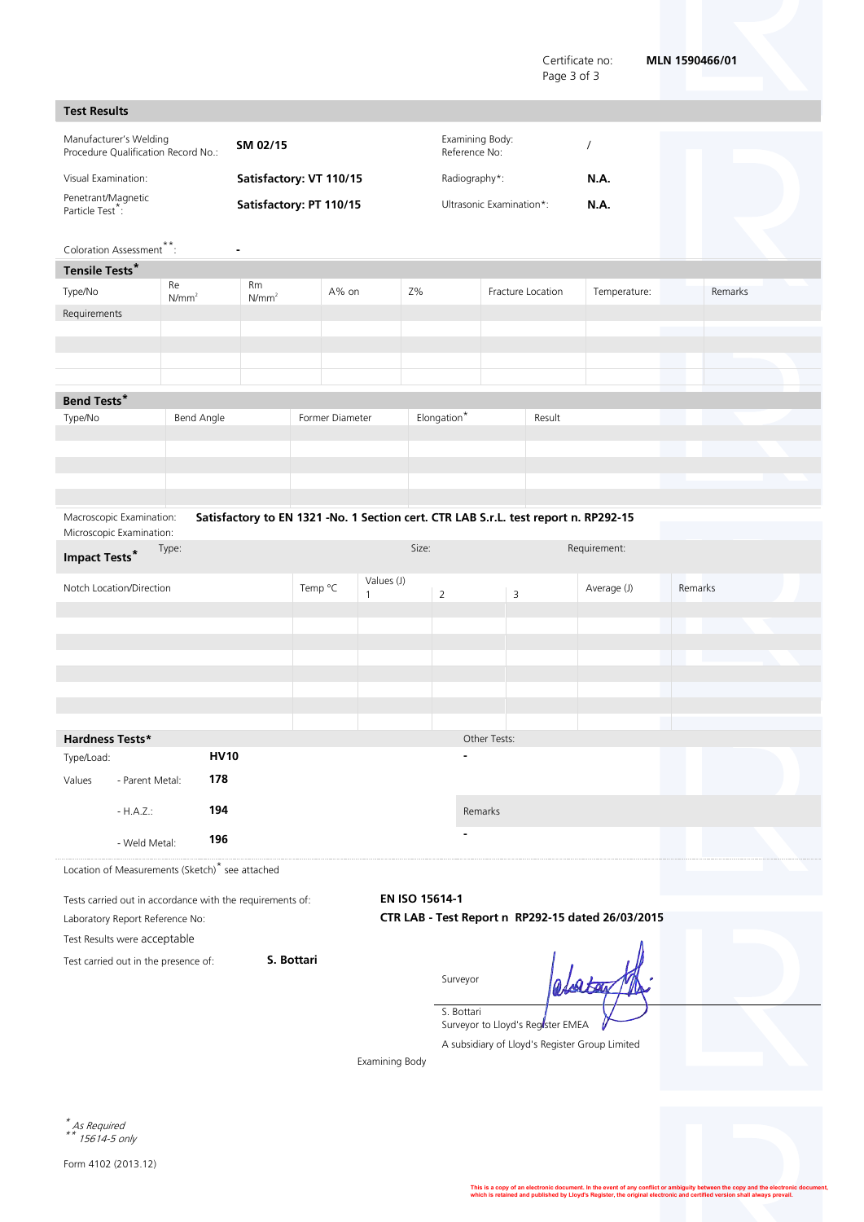Certificate no: **MLN 1590466/01**

## Test Results

| | | | |
|---|---|---|---|
| Manufacturer's Welding Procedure Qualification Record No.: | **SM 02/15** | Examining Body: Reference No: | / |
| Visual Examination: | **Satisfactory: VT 110/15** | Radiography*: | **N.A.** |
| Penetrant/Magnetic Particle Test*: | **Satisfactory: PT 110/15** | Ultrasonic Examination*: | **N.A.** |

Coloration Assessment**: -

### Tensile Tests*

| Type/No | Re N/mm² | Rm N/mm² | A% on | Z% | Fracture Location | Temperature: | Remarks |
|---|---|---|---|---|---|---|---|
| Requirements | | | | | | | |
| | | | | | | | |
| | | | | | | | |
| | | | | | | | |
| | | | | | | | |

### Bend Tests*

| Type/No | Bend Angle | Former Diameter | Elongation* | Result |
|---|---|---|---|---|
| | | | | |
| | | | | |
| | | | | |
| | | | | |
| | | | | |

Macroscopic Examination: **Satisfactory to EN 1321 -No. 1 Section cert. CTR LAB S.r.L. test report n. RP292-15**

Microscopic Examination:

### Impact Tests*

Type: Size: Requirement:

| Notch Location/Direction | Temp °C | Values (J) 1 | 2 | 3 | Average (J) | Remarks |
|---|---|---|---|---|---|---|
| | | | | | | |
| | | | | | | |
| | | | | | | |
| | | | | | | |
| | | | | | | |
| | | | | | | |
| | | | | | | |
| | | | | | | |

### Hardness Tests*

| | | |
|---|---|---|
| Type/Load: | | **HV10** |
| Values | - Parent Metal: | **178** |
| | - H.A.Z.: | **194** |
| | - Weld Metal: | **196** |

Other Tests: -

Remarks: -

Location of Measurements (Sketch)* see attached

Tests carried out in accordance with the requirements of: **EN ISO 15614-1**

Laboratory Report Reference No: **CTR LAB - Test Report n RP292-15 dated 26/03/2015**

Test Results were acceptable

Test carried out in the presence of: **S. Bottari**

Surveyor

S. Bottari
Surveyor to Lloyd's Register EMEA
A subsidiary of Lloyd's Register Group Limited

Examining Body

\* *As Required*
\*\* *15614-5 only*

Form 4102 (2013.12)

This is a copy of an electronic document. In the event of any conflict or ambiguity between the copy and the electronic document, which is retained and published by Lloyd's Register, the original electronic and certified version shall always prevail.